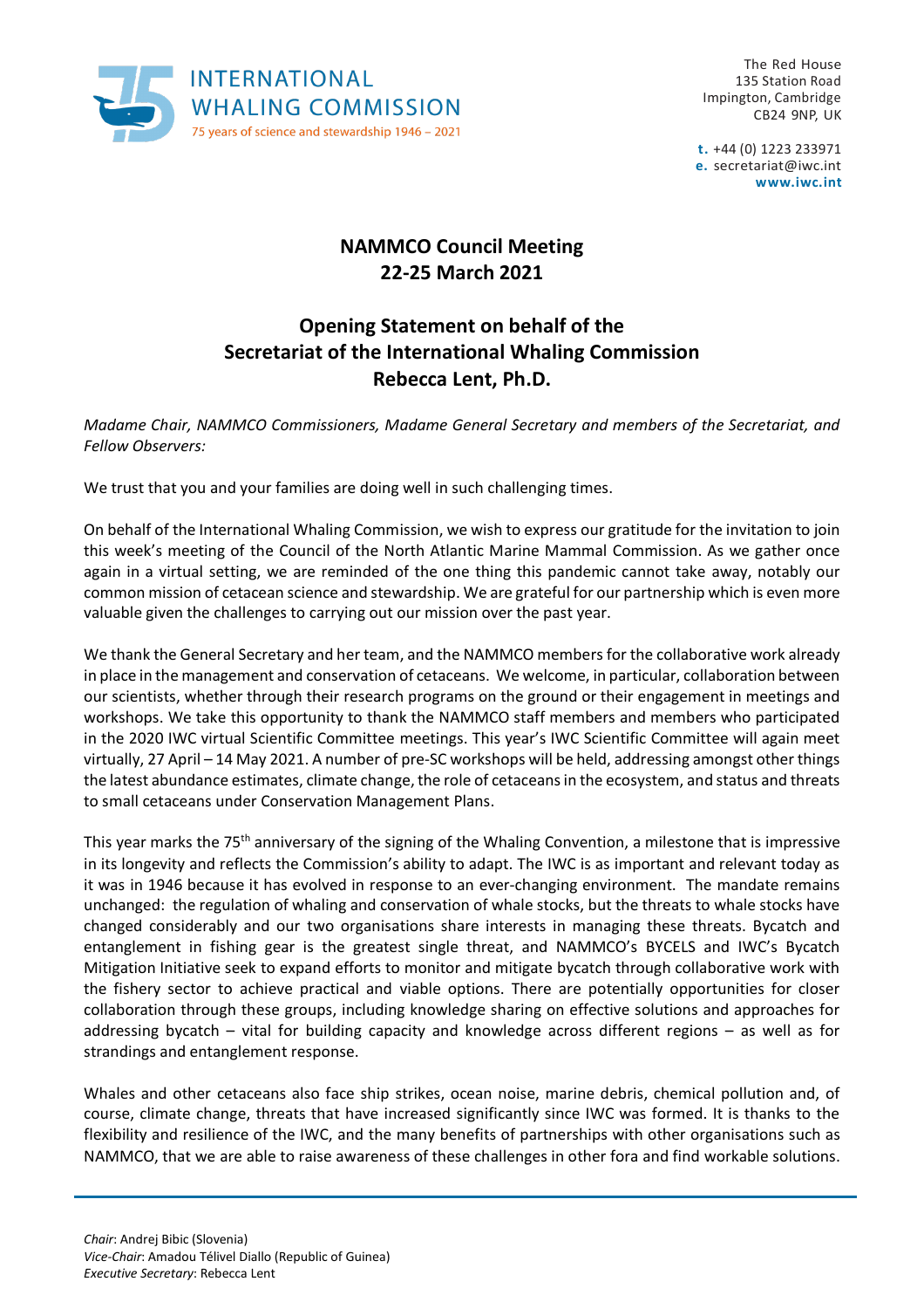INTERNATIONAL WHALING COMMISSION
75 years of science and stewardship 1946 – 2021

The Red House
135 Station Road
Impington, Cambridge
CB24 9NP, UK

t. +44 (0) 1223 233971
e. secretariat@iwc.int
www.iwc.int

# NAMMCO Council Meeting
# 22-25 March 2021

## Opening Statement on behalf of the Secretariat of the International Whaling Commission
## Rebecca Lent, Ph.D.

*Madame Chair, NAMMCO Commissioners, Madame General Secretary and members of the Secretariat, and Fellow Observers:*

We trust that you and your families are doing well in such challenging times.

On behalf of the International Whaling Commission, we wish to express our gratitude for the invitation to join this week's meeting of the Council of the North Atlantic Marine Mammal Commission. As we gather once again in a virtual setting, we are reminded of the one thing this pandemic cannot take away, notably our common mission of cetacean science and stewardship. We are grateful for our partnership which is even more valuable given the challenges to carrying out our mission over the past year.

We thank the General Secretary and her team, and the NAMMCO members for the collaborative work already in place in the management and conservation of cetaceans. We welcome, in particular, collaboration between our scientists, whether through their research programs on the ground or their engagement in meetings and workshops. We take this opportunity to thank the NAMMCO staff members and members who participated in the 2020 IWC virtual Scientific Committee meetings. This year's IWC Scientific Committee will again meet virtually, 27 April – 14 May 2021. A number of pre-SC workshops will be held, addressing amongst other things the latest abundance estimates, climate change, the role of cetaceans in the ecosystem, and status and threats to small cetaceans under Conservation Management Plans.

This year marks the 75th anniversary of the signing of the Whaling Convention, a milestone that is impressive in its longevity and reflects the Commission's ability to adapt. The IWC is as important and relevant today as it was in 1946 because it has evolved in response to an ever-changing environment. The mandate remains unchanged: the regulation of whaling and conservation of whale stocks, but the threats to whale stocks have changed considerably and our two organisations share interests in managing these threats. Bycatch and entanglement in fishing gear is the greatest single threat, and NAMMCO's BYCELS and IWC's Bycatch Mitigation Initiative seek to expand efforts to monitor and mitigate bycatch through collaborative work with the fishery sector to achieve practical and viable options. There are potentially opportunities for closer collaboration through these groups, including knowledge sharing on effective solutions and approaches for addressing bycatch – vital for building capacity and knowledge across different regions – as well as for strandings and entanglement response.

Whales and other cetaceans also face ship strikes, ocean noise, marine debris, chemical pollution and, of course, climate change, threats that have increased significantly since IWC was formed. It is thanks to the flexibility and resilience of the IWC, and the many benefits of partnerships with other organisations such as NAMMCO, that we are able to raise awareness of these challenges in other fora and find workable solutions.

*Chair*: Andrej Bibic (Slovenia)
*Vice-Chair*: Amadou Télivel Diallo (Republic of Guinea)
*Executive Secretary*: Rebecca Lent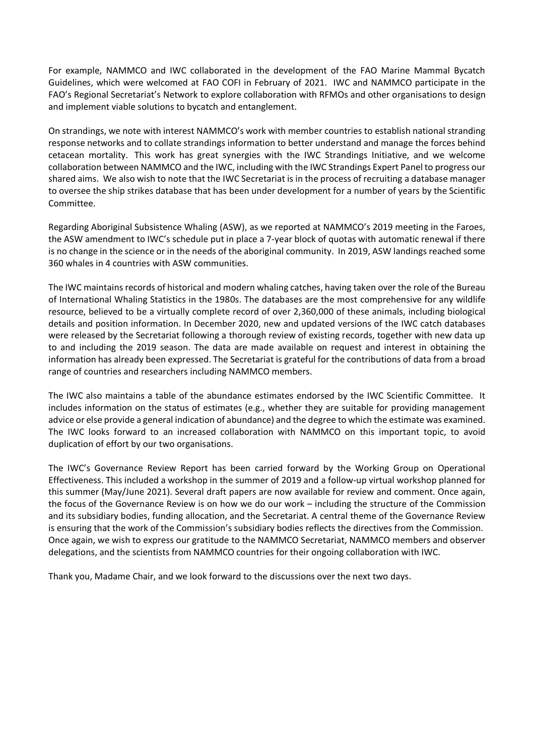For example, NAMMCO and IWC collaborated in the development of the FAO Marine Mammal Bycatch Guidelines, which were welcomed at FAO COFI in February of 2021. IWC and NAMMCO participate in the FAO's Regional Secretariat's Network to explore collaboration with RFMOs and other organisations to design and implement viable solutions to bycatch and entanglement.

On strandings, we note with interest NAMMCO's work with member countries to establish national stranding response networks and to collate strandings information to better understand and manage the forces behind cetacean mortality. This work has great synergies with the IWC Strandings Initiative, and we welcome collaboration between NAMMCO and the IWC, including with the IWC Strandings Expert Panel to progress our shared aims. We also wish to note that the IWC Secretariat is in the process of recruiting a database manager to oversee the ship strikes database that has been under development for a number of years by the Scientific Committee.

Regarding Aboriginal Subsistence Whaling (ASW), as we reported at NAMMCO's 2019 meeting in the Faroes, the ASW amendment to IWC's schedule put in place a 7-year block of quotas with automatic renewal if there is no change in the science or in the needs of the aboriginal community. In 2019, ASW landings reached some 360 whales in 4 countries with ASW communities.

The IWC maintains records of historical and modern whaling catches, having taken over the role of the Bureau of International Whaling Statistics in the 1980s. The databases are the most comprehensive for any wildlife resource, believed to be a virtually complete record of over 2,360,000 of these animals, including biological details and position information. In December 2020, new and updated versions of the IWC catch databases were released by the Secretariat following a thorough review of existing records, together with new data up to and including the 2019 season. The data are made available on request and interest in obtaining the information has already been expressed. The Secretariat is grateful for the contributions of data from a broad range of countries and researchers including NAMMCO members.

The IWC also maintains a table of the abundance estimates endorsed by the IWC Scientific Committee. It includes information on the status of estimates (e.g., whether they are suitable for providing management advice or else provide a general indication of abundance) and the degree to which the estimate was examined. The IWC looks forward to an increased collaboration with NAMMCO on this important topic, to avoid duplication of effort by our two organisations.

The IWC's Governance Review Report has been carried forward by the Working Group on Operational Effectiveness. This included a workshop in the summer of 2019 and a follow-up virtual workshop planned for this summer (May/June 2021). Several draft papers are now available for review and comment. Once again, the focus of the Governance Review is on how we do our work – including the structure of the Commission and its subsidiary bodies, funding allocation, and the Secretariat. A central theme of the Governance Review is ensuring that the work of the Commission's subsidiary bodies reflects the directives from the Commission. Once again, we wish to express our gratitude to the NAMMCO Secretariat, NAMMCO members and observer delegations, and the scientists from NAMMCO countries for their ongoing collaboration with IWC.

Thank you, Madame Chair, and we look forward to the discussions over the next two days.